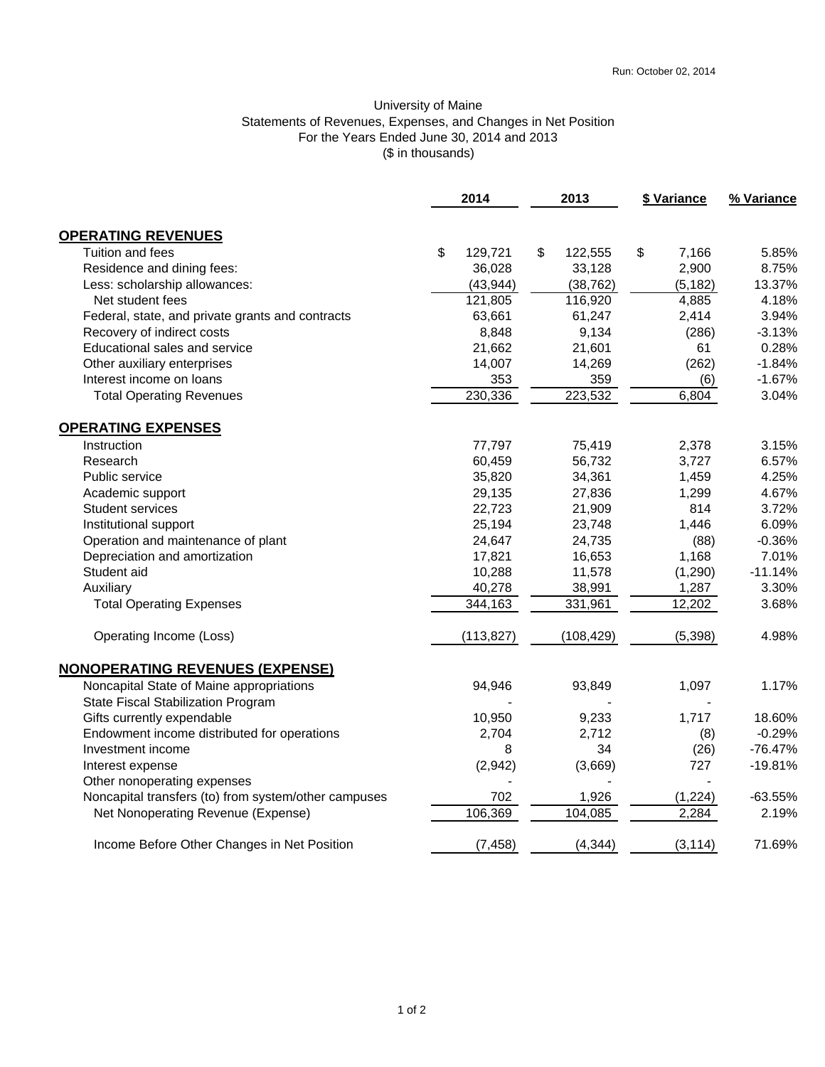Run: October 02, 2014

University of Maine
Statements of Revenues, Expenses, and Changes in Net Position
For the Years Ended June 30, 2014 and 2013
($ in thousands)

| | 2014 | 2013 | $ Variance | % Variance |
|---|---|---|---|---|
| **OPERATING REVENUES** | | | | |
| Tuition and fees | $ 129,721 | $ 122,555 | $ 7,166 | 5.85% |
| Residence and dining fees: | 36,028 | 33,128 | 2,900 | 8.75% |
| Less: scholarship allowances: | (43,944) | (38,762) | (5,182) | 13.37% |
| Net student fees | 121,805 | 116,920 | 4,885 | 4.18% |
| Federal, state, and private grants and contracts | 63,661 | 61,247 | 2,414 | 3.94% |
| Recovery of indirect costs | 8,848 | 9,134 | (286) | -3.13% |
| Educational sales and service | 21,662 | 21,601 | 61 | 0.28% |
| Other auxiliary enterprises | 14,007 | 14,269 | (262) | -1.84% |
| Interest income on loans | 353 | 359 | (6) | -1.67% |
| Total Operating Revenues | 230,336 | 223,532 | 6,804 | 3.04% |
| **OPERATING EXPENSES** | | | | |
| Instruction | 77,797 | 75,419 | 2,378 | 3.15% |
| Research | 60,459 | 56,732 | 3,727 | 6.57% |
| Public service | 35,820 | 34,361 | 1,459 | 4.25% |
| Academic support | 29,135 | 27,836 | 1,299 | 4.67% |
| Student services | 22,723 | 21,909 | 814 | 3.72% |
| Institutional support | 25,194 | 23,748 | 1,446 | 6.09% |
| Operation and maintenance of plant | 24,647 | 24,735 | (88) | -0.36% |
| Depreciation and amortization | 17,821 | 16,653 | 1,168 | 7.01% |
| Student aid | 10,288 | 11,578 | (1,290) | -11.14% |
| Auxiliary | 40,278 | 38,991 | 1,287 | 3.30% |
| Total Operating Expenses | 344,163 | 331,961 | 12,202 | 3.68% |
| Operating Income (Loss) | (113,827) | (108,429) | (5,398) | 4.98% |
| **NONOPERATING REVENUES (EXPENSE)** | | | | |
| Noncapital State of Maine appropriations | 94,946 | 93,849 | 1,097 | 1.17% |
| State Fiscal Stabilization Program | - | - | - | |
| Gifts currently expendable | 10,950 | 9,233 | 1,717 | 18.60% |
| Endowment income distributed for operations | 2,704 | 2,712 | (8) | -0.29% |
| Investment income | 8 | 34 | (26) | -76.47% |
| Interest expense | (2,942) | (3,669) | 727 | -19.81% |
| Other nonoperating expenses | - | - | - | |
| Noncapital transfers (to) from system/other campuses | 702 | 1,926 | (1,224) | -63.55% |
| Net Nonoperating Revenue (Expense) | 106,369 | 104,085 | 2,284 | 2.19% |
| Income Before Other Changes in Net Position | (7,458) | (4,344) | (3,114) | 71.69% |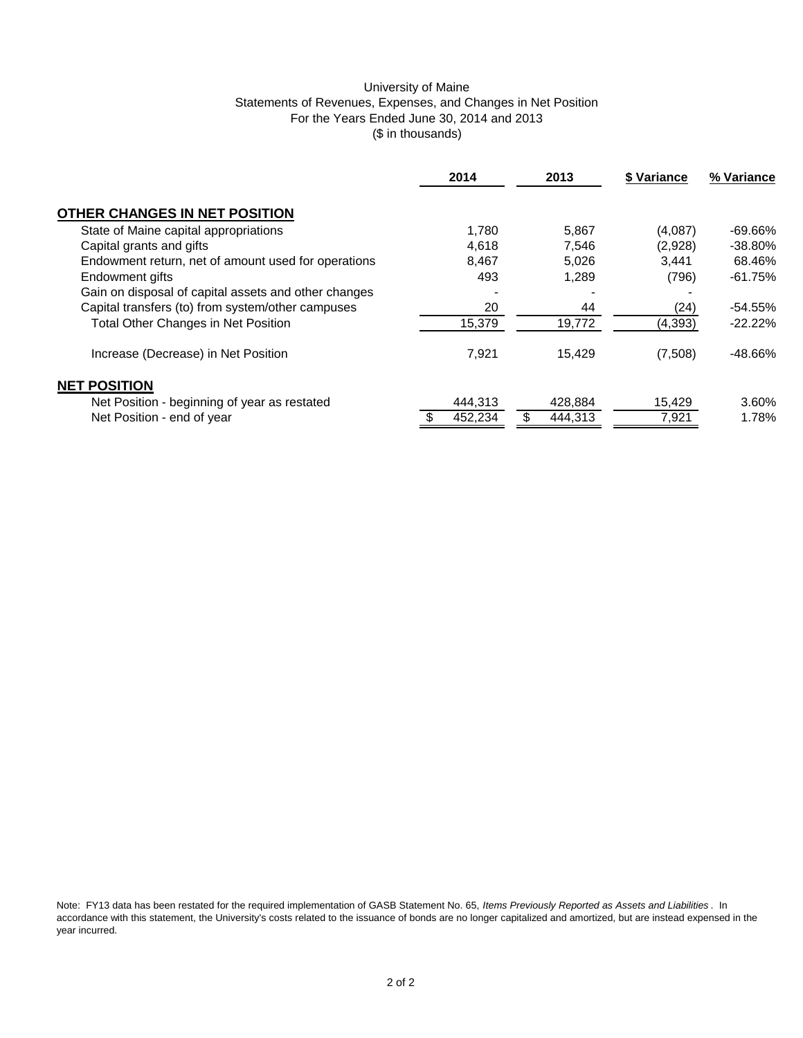University of Maine
Statements of Revenues, Expenses, and Changes in Net Position
For the Years Ended June 30, 2014 and 2013
($ in thousands)

| | 2014 | 2013 | $ Variance | % Variance |
|---|---|---|---|---|
| **OTHER CHANGES IN NET POSITION** | | | | |
| State of Maine capital appropriations | 1,780 | 5,867 | (4,087) | -69.66% |
| Capital grants and gifts | 4,618 | 7,546 | (2,928) | -38.80% |
| Endowment return, net of amount used for operations | 8,467 | 5,026 | 3,441 | 68.46% |
| Endowment gifts | 493 | 1,289 | (796) | -61.75% |
| Gain on disposal of capital assets and other changes | - | - | - | |
| Capital transfers (to) from system/other campuses | 20 | 44 | (24) | -54.55% |
| Total Other Changes in Net Position | 15,379 | 19,772 | (4,393) | -22.22% |
| Increase (Decrease) in Net Position | 7,921 | 15,429 | (7,508) | -48.66% |
| **NET POSITION** | | | | |
| Net Position - beginning of year as restated | 444,313 | 428,884 | 15,429 | 3.60% |
| Net Position - end of year | $ 452,234 | $ 444,313 | 7,921 | 1.78% |

Note: FY13 data has been restated for the required implementation of GASB Statement No. 65, *Items Previously Reported as Assets and Liabilities*. In accordance with this statement, the University's costs related to the issuance of bonds are no longer capitalized and amortized, but are instead expensed in the year incurred.